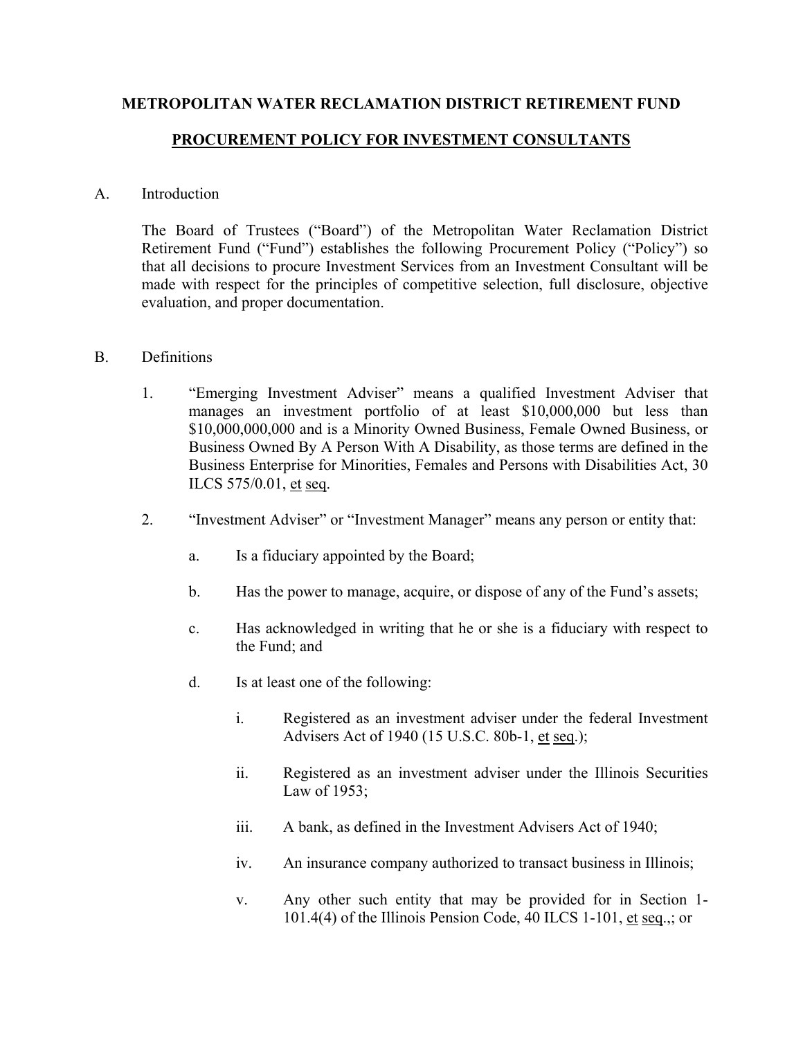**METROPOLITAN WATER RECLAMATION DISTRICT RETIREMENT FUND**

**PROCUREMENT POLICY FOR INVESTMENT CONSULTANTS**

A. Introduction

The Board of Trustees ("Board") of the Metropolitan Water Reclamation District Retirement Fund ("Fund") establishes the following Procurement Policy ("Policy") so that all decisions to procure Investment Services from an Investment Consultant will be made with respect for the principles of competitive selection, full disclosure, objective evaluation, and proper documentation.

B. Definitions

1. "Emerging Investment Adviser" means a qualified Investment Adviser that manages an investment portfolio of at least $10,000,000 but less than $10,000,000,000 and is a Minority Owned Business, Female Owned Business, or Business Owned By A Person With A Disability, as those terms are defined in the Business Enterprise for Minorities, Females and Persons with Disabilities Act, 30 ILCS 575/0.01, et seq.

2. "Investment Adviser" or "Investment Manager" means any person or entity that:

   a. Is a fiduciary appointed by the Board;

   b. Has the power to manage, acquire, or dispose of any of the Fund's assets;

   c. Has acknowledged in writing that he or she is a fiduciary with respect to the Fund; and

   d. Is at least one of the following:

      i. Registered as an investment adviser under the federal Investment Advisers Act of 1940 (15 U.S.C. 80b-1, et seq.);

      ii. Registered as an investment adviser under the Illinois Securities Law of 1953;

      iii. A bank, as defined in the Investment Advisers Act of 1940;

      iv. An insurance company authorized to transact business in Illinois;

      v. Any other such entity that may be provided for in Section 1-101.4(4) of the Illinois Pension Code, 40 ILCS 1-101, et seq.,; or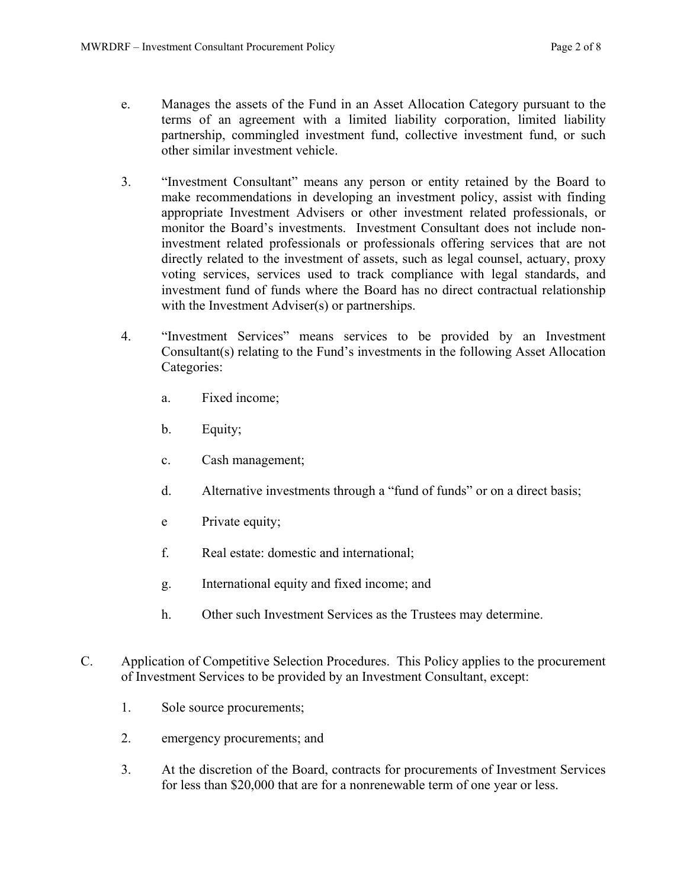e. Manages the assets of the Fund in an Asset Allocation Category pursuant to the terms of an agreement with a limited liability corporation, limited liability partnership, commingled investment fund, collective investment fund, or such other similar investment vehicle.

3. "Investment Consultant" means any person or entity retained by the Board to make recommendations in developing an investment policy, assist with finding appropriate Investment Advisers or other investment related professionals, or monitor the Board's investments. Investment Consultant does not include non-investment related professionals or professionals offering services that are not directly related to the investment of assets, such as legal counsel, actuary, proxy voting services, services used to track compliance with legal standards, and investment fund of funds where the Board has no direct contractual relationship with the Investment Adviser(s) or partnerships.

4. "Investment Services" means services to be provided by an Investment Consultant(s) relating to the Fund's investments in the following Asset Allocation Categories:

   a. Fixed income;

   b. Equity;

   c. Cash management;

   d. Alternative investments through a "fund of funds" or on a direct basis;

   e Private equity;

   f. Real estate: domestic and international;

   g. International equity and fixed income; and

   h. Other such Investment Services as the Trustees may determine.

C. Application of Competitive Selection Procedures. This Policy applies to the procurement of Investment Services to be provided by an Investment Consultant, except:

   1. Sole source procurements;

   2. emergency procurements; and

   3. At the discretion of the Board, contracts for procurements of Investment Services for less than $20,000 that are for a nonrenewable term of one year or less.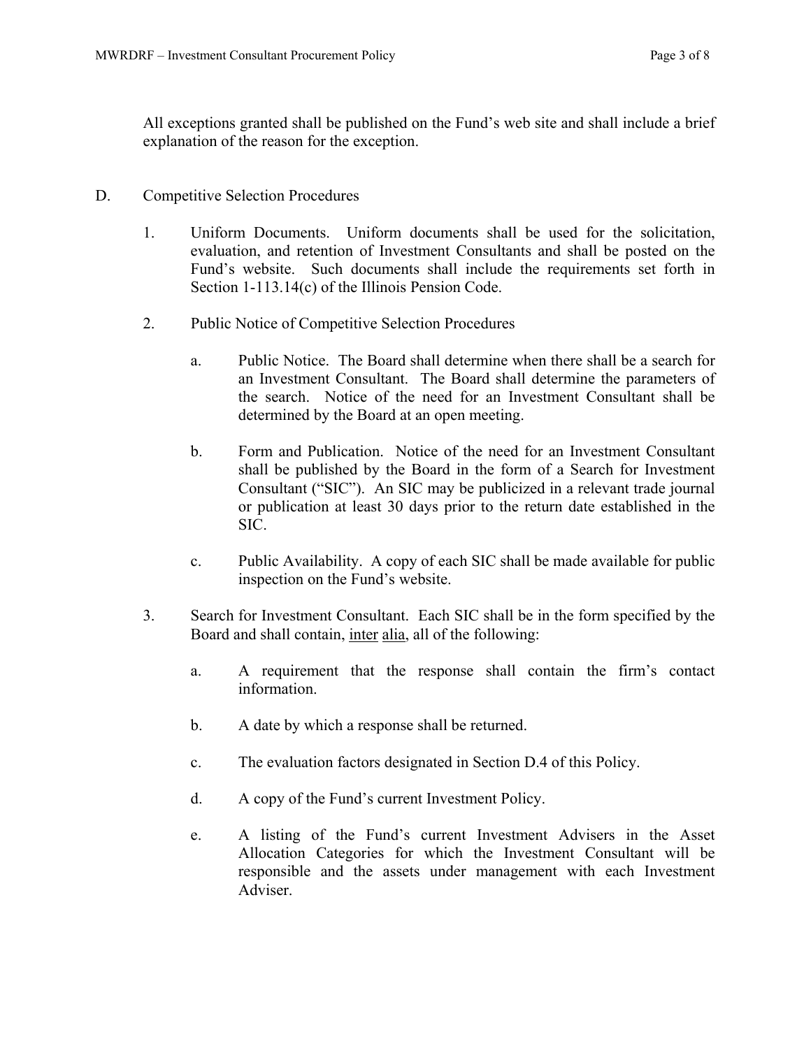All exceptions granted shall be published on the Fund's web site and shall include a brief explanation of the reason for the exception.

D. Competitive Selection Procedures

1. Uniform Documents. Uniform documents shall be used for the solicitation, evaluation, and retention of Investment Consultants and shall be posted on the Fund's website. Such documents shall include the requirements set forth in Section 1-113.14(c) of the Illinois Pension Code.

2. Public Notice of Competitive Selection Procedures

   a. Public Notice. The Board shall determine when there shall be a search for an Investment Consultant. The Board shall determine the parameters of the search. Notice of the need for an Investment Consultant shall be determined by the Board at an open meeting.

   b. Form and Publication. Notice of the need for an Investment Consultant shall be published by the Board in the form of a Search for Investment Consultant ("SIC"). An SIC may be publicized in a relevant trade journal or publication at least 30 days prior to the return date established in the SIC.

   c. Public Availability. A copy of each SIC shall be made available for public inspection on the Fund's website.

3. Search for Investment Consultant. Each SIC shall be in the form specified by the Board and shall contain, inter alia, all of the following:

   a. A requirement that the response shall contain the firm's contact information.

   b. A date by which a response shall be returned.

   c. The evaluation factors designated in Section D.4 of this Policy.

   d. A copy of the Fund's current Investment Policy.

   e. A listing of the Fund's current Investment Advisers in the Asset Allocation Categories for which the Investment Consultant will be responsible and the assets under management with each Investment Adviser.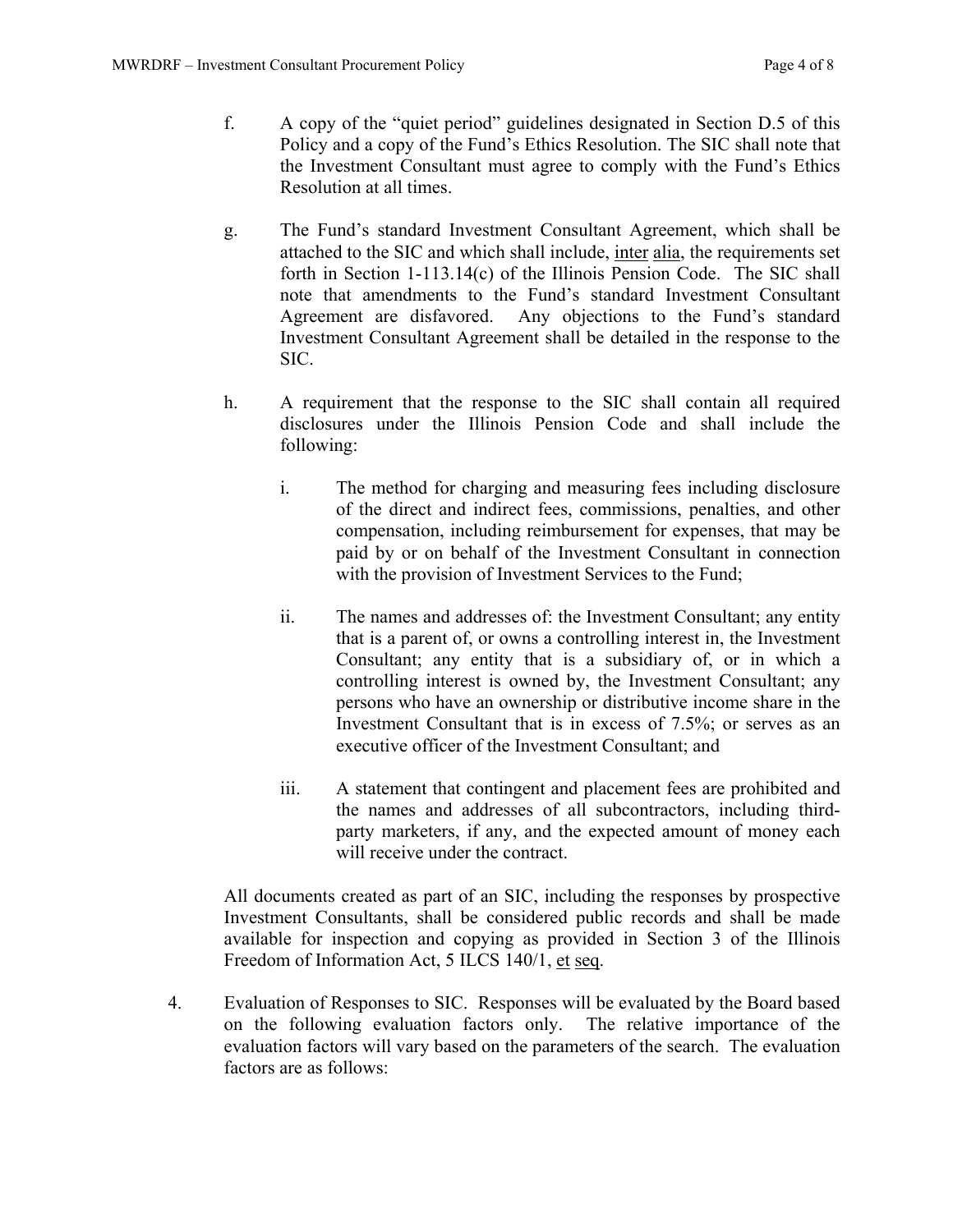f. A copy of the "quiet period" guidelines designated in Section D.5 of this Policy and a copy of the Fund's Ethics Resolution. The SIC shall note that the Investment Consultant must agree to comply with the Fund's Ethics Resolution at all times.

g. The Fund's standard Investment Consultant Agreement, which shall be attached to the SIC and which shall include, inter alia, the requirements set forth in Section 1-113.14(c) of the Illinois Pension Code. The SIC shall note that amendments to the Fund's standard Investment Consultant Agreement are disfavored. Any objections to the Fund's standard Investment Consultant Agreement shall be detailed in the response to the SIC.

h. A requirement that the response to the SIC shall contain all required disclosures under the Illinois Pension Code and shall include the following:

   i. The method for charging and measuring fees including disclosure of the direct and indirect fees, commissions, penalties, and other compensation, including reimbursement for expenses, that may be paid by or on behalf of the Investment Consultant in connection with the provision of Investment Services to the Fund;

   ii. The names and addresses of: the Investment Consultant; any entity that is a parent of, or owns a controlling interest in, the Investment Consultant; any entity that is a subsidiary of, or in which a controlling interest is owned by, the Investment Consultant; any persons who have an ownership or distributive income share in the Investment Consultant that is in excess of 7.5%; or serves as an executive officer of the Investment Consultant; and

   iii. A statement that contingent and placement fees are prohibited and the names and addresses of all subcontractors, including third-party marketers, if any, and the expected amount of money each will receive under the contract.

All documents created as part of an SIC, including the responses by prospective Investment Consultants, shall be considered public records and shall be made available for inspection and copying as provided in Section 3 of the Illinois Freedom of Information Act, 5 ILCS 140/1, et seq.

4. Evaluation of Responses to SIC. Responses will be evaluated by the Board based on the following evaluation factors only. The relative importance of the evaluation factors will vary based on the parameters of the search. The evaluation factors are as follows: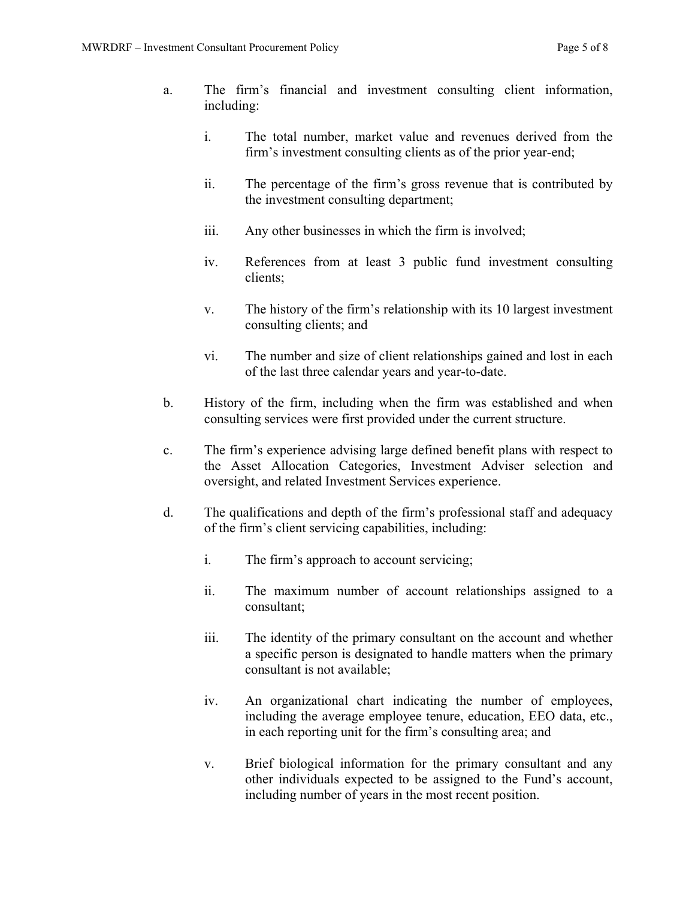a. The firm's financial and investment consulting client information, including:

   i. The total number, market value and revenues derived from the firm's investment consulting clients as of the prior year-end;

   ii. The percentage of the firm's gross revenue that is contributed by the investment consulting department;

   iii. Any other businesses in which the firm is involved;

   iv. References from at least 3 public fund investment consulting clients;

   v. The history of the firm's relationship with its 10 largest investment consulting clients; and

   vi. The number and size of client relationships gained and lost in each of the last three calendar years and year-to-date.

b. History of the firm, including when the firm was established and when consulting services were first provided under the current structure.

c. The firm's experience advising large defined benefit plans with respect to the Asset Allocation Categories, Investment Adviser selection and oversight, and related Investment Services experience.

d. The qualifications and depth of the firm's professional staff and adequacy of the firm's client servicing capabilities, including:

   i. The firm's approach to account servicing;

   ii. The maximum number of account relationships assigned to a consultant;

   iii. The identity of the primary consultant on the account and whether a specific person is designated to handle matters when the primary consultant is not available;

   iv. An organizational chart indicating the number of employees, including the average employee tenure, education, EEO data, etc., in each reporting unit for the firm's consulting area; and

   v. Brief biological information for the primary consultant and any other individuals expected to be assigned to the Fund's account, including number of years in the most recent position.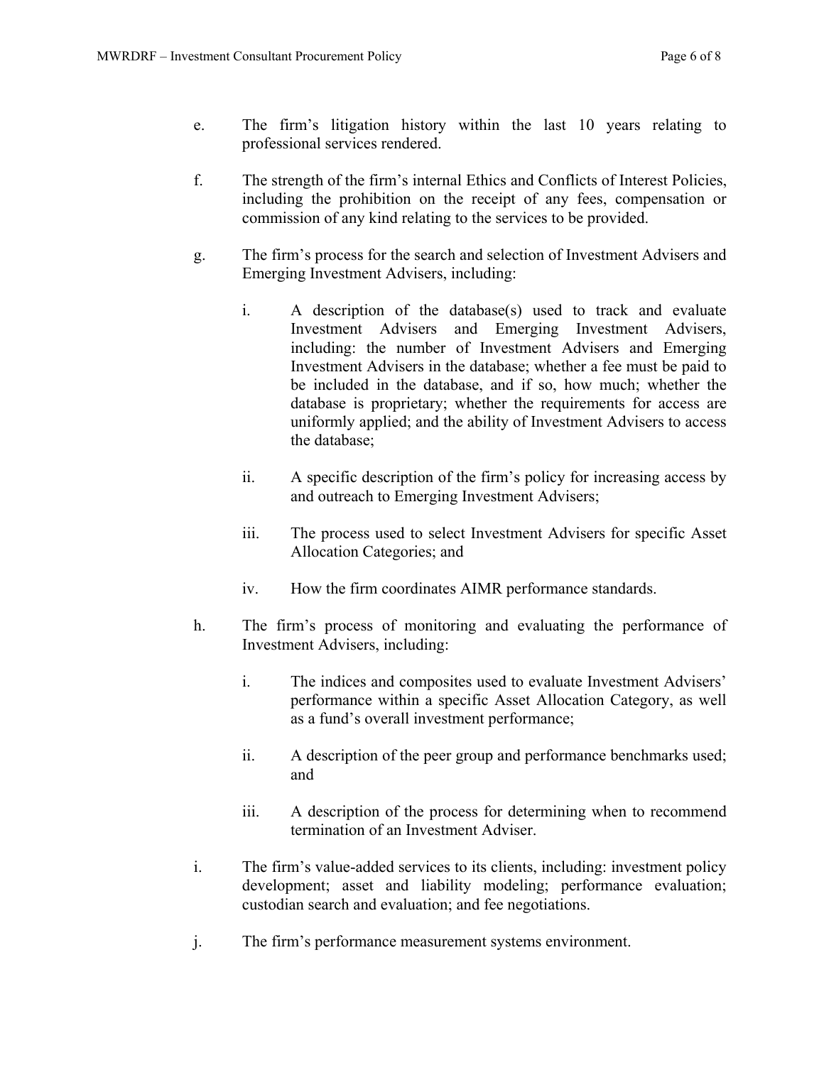e. The firm's litigation history within the last 10 years relating to professional services rendered.

f. The strength of the firm's internal Ethics and Conflicts of Interest Policies, including the prohibition on the receipt of any fees, compensation or commission of any kind relating to the services to be provided.

g. The firm's process for the search and selection of Investment Advisers and Emerging Investment Advisers, including:

   i. A description of the database(s) used to track and evaluate Investment Advisers and Emerging Investment Advisers, including: the number of Investment Advisers and Emerging Investment Advisers in the database; whether a fee must be paid to be included in the database, and if so, how much; whether the database is proprietary; whether the requirements for access are uniformly applied; and the ability of Investment Advisers to access the database;

   ii. A specific description of the firm's policy for increasing access by and outreach to Emerging Investment Advisers;

   iii. The process used to select Investment Advisers for specific Asset Allocation Categories; and

   iv. How the firm coordinates AIMR performance standards.

h. The firm's process of monitoring and evaluating the performance of Investment Advisers, including:

   i. The indices and composites used to evaluate Investment Advisers' performance within a specific Asset Allocation Category, as well as a fund's overall investment performance;

   ii. A description of the peer group and performance benchmarks used; and

   iii. A description of the process for determining when to recommend termination of an Investment Adviser.

i. The firm's value-added services to its clients, including: investment policy development; asset and liability modeling; performance evaluation; custodian search and evaluation; and fee negotiations.

j. The firm's performance measurement systems environment.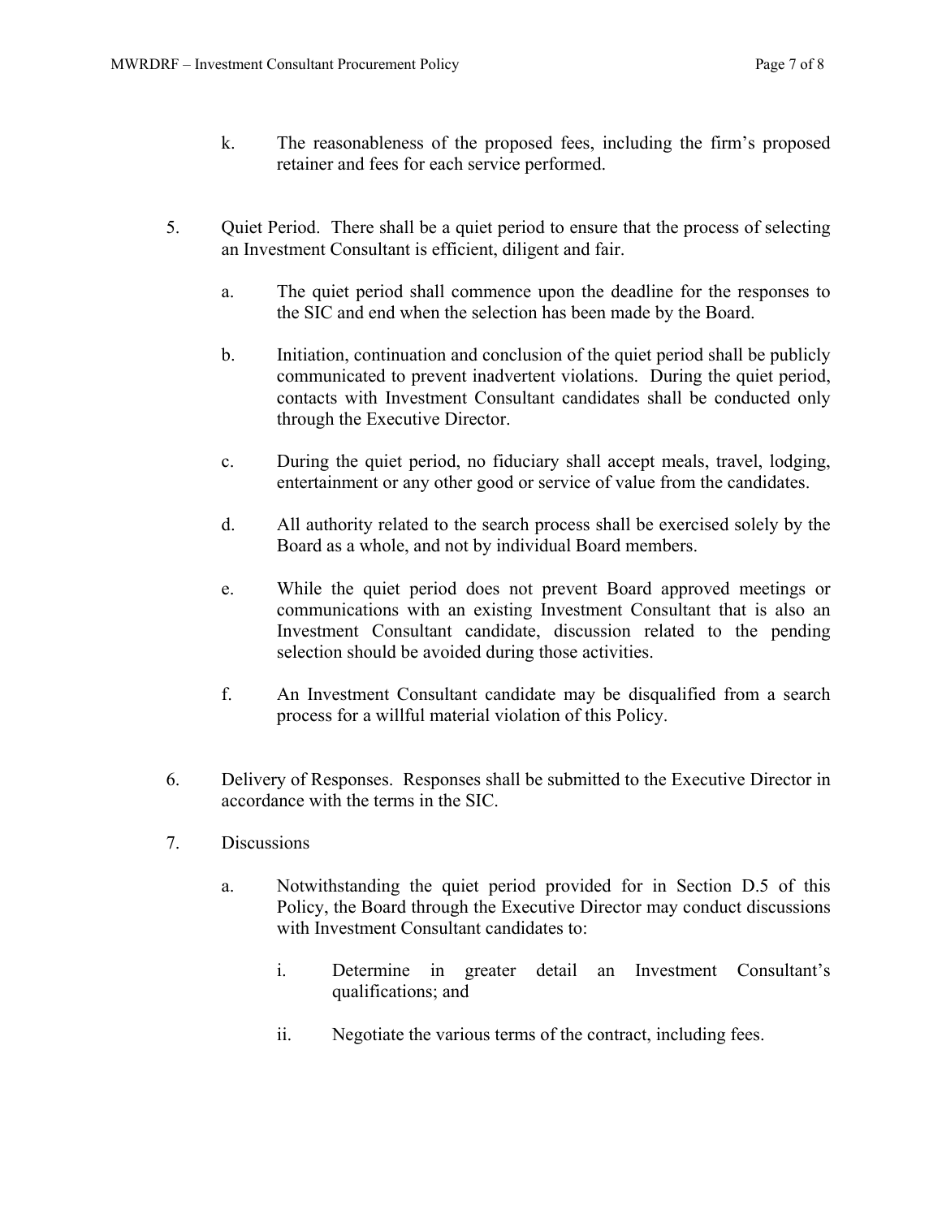k. The reasonableness of the proposed fees, including the firm's proposed retainer and fees for each service performed.

5. Quiet Period. There shall be a quiet period to ensure that the process of selecting an Investment Consultant is efficient, diligent and fair.

   a. The quiet period shall commence upon the deadline for the responses to the SIC and end when the selection has been made by the Board.

   b. Initiation, continuation and conclusion of the quiet period shall be publicly communicated to prevent inadvertent violations. During the quiet period, contacts with Investment Consultant candidates shall be conducted only through the Executive Director.

   c. During the quiet period, no fiduciary shall accept meals, travel, lodging, entertainment or any other good or service of value from the candidates.

   d. All authority related to the search process shall be exercised solely by the Board as a whole, and not by individual Board members.

   e. While the quiet period does not prevent Board approved meetings or communications with an existing Investment Consultant that is also an Investment Consultant candidate, discussion related to the pending selection should be avoided during those activities.

   f. An Investment Consultant candidate may be disqualified from a search process for a willful material violation of this Policy.

6. Delivery of Responses. Responses shall be submitted to the Executive Director in accordance with the terms in the SIC.

7. Discussions

   a. Notwithstanding the quiet period provided for in Section D.5 of this Policy, the Board through the Executive Director may conduct discussions with Investment Consultant candidates to:

      i. Determine in greater detail an Investment Consultant's qualifications; and

      ii. Negotiate the various terms of the contract, including fees.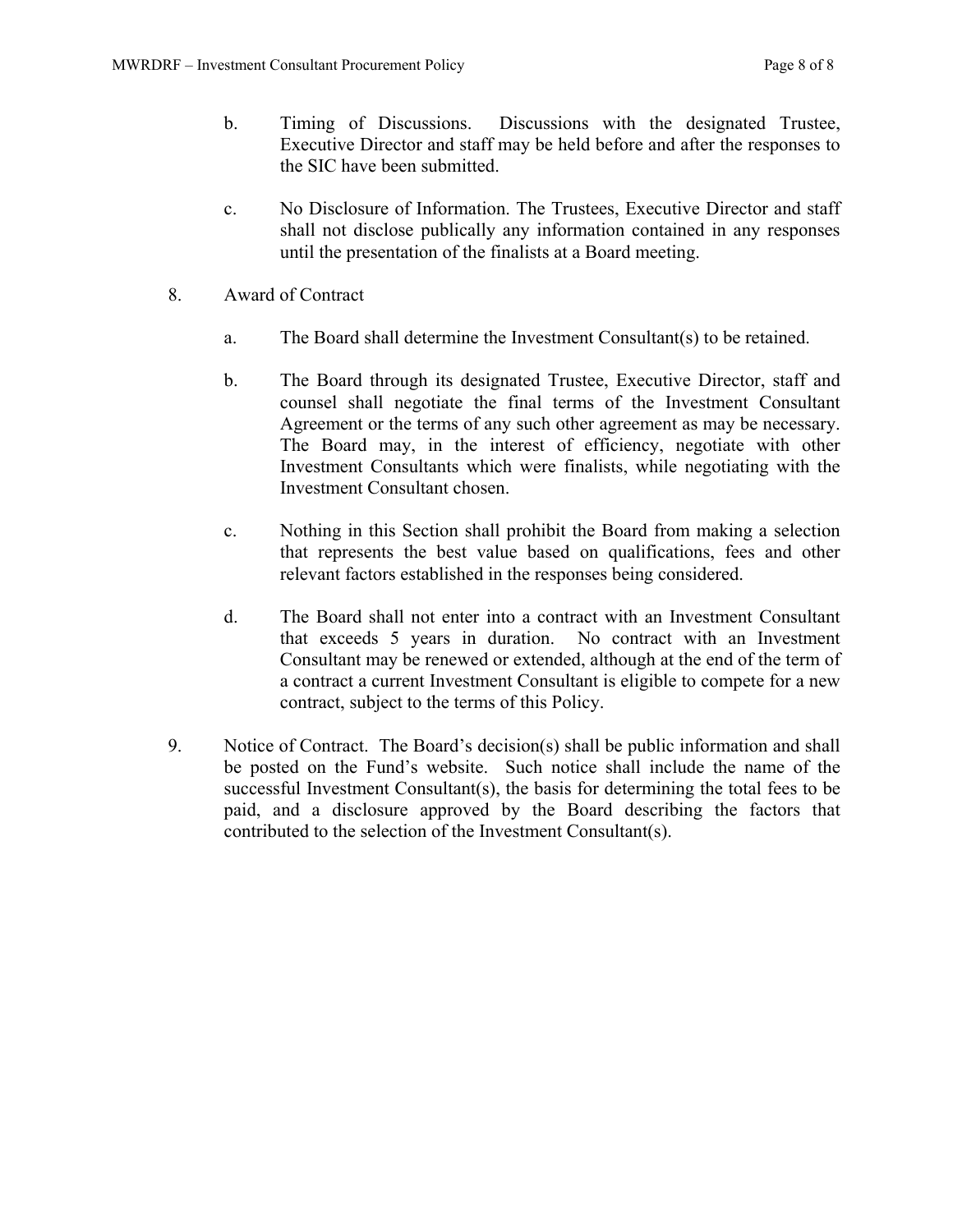b. Timing of Discussions. Discussions with the designated Trustee, Executive Director and staff may be held before and after the responses to the SIC have been submitted.

c. No Disclosure of Information. The Trustees, Executive Director and staff shall not disclose publically any information contained in any responses until the presentation of the finalists at a Board meeting.

8. Award of Contract

a. The Board shall determine the Investment Consultant(s) to be retained.

b. The Board through its designated Trustee, Executive Director, staff and counsel shall negotiate the final terms of the Investment Consultant Agreement or the terms of any such other agreement as may be necessary. The Board may, in the interest of efficiency, negotiate with other Investment Consultants which were finalists, while negotiating with the Investment Consultant chosen.

c. Nothing in this Section shall prohibit the Board from making a selection that represents the best value based on qualifications, fees and other relevant factors established in the responses being considered.

d. The Board shall not enter into a contract with an Investment Consultant that exceeds 5 years in duration. No contract with an Investment Consultant may be renewed or extended, although at the end of the term of a contract a current Investment Consultant is eligible to compete for a new contract, subject to the terms of this Policy.

9. Notice of Contract. The Board's decision(s) shall be public information and shall be posted on the Fund's website. Such notice shall include the name of the successful Investment Consultant(s), the basis for determining the total fees to be paid, and a disclosure approved by the Board describing the factors that contributed to the selection of the Investment Consultant(s).